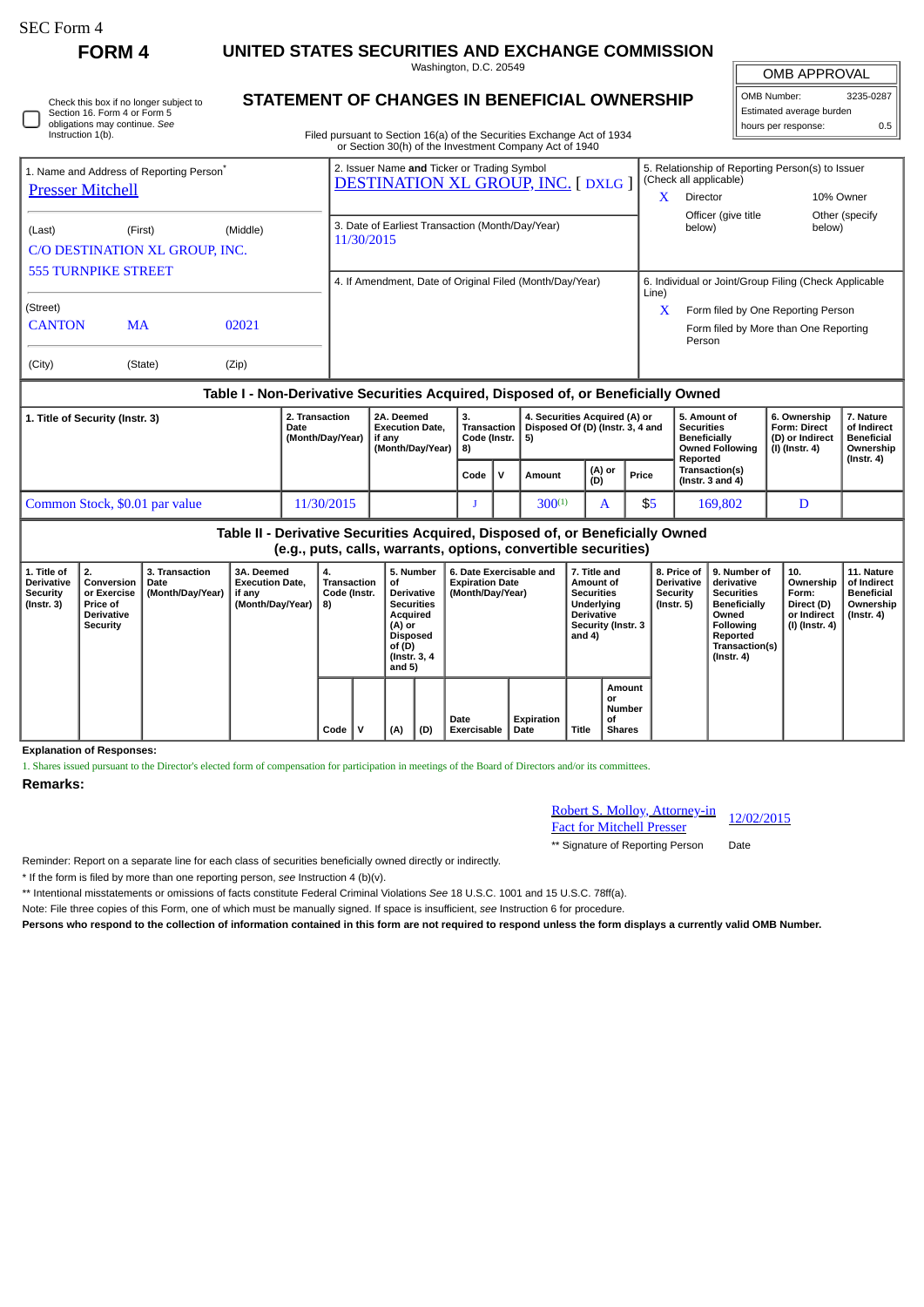SEC Form 4

# FORM 4

## UNITED STATES SECURITIES AND EXCHANGE COMMISSION

Washington, D.C. 20549

## STATEMENT OF CHANGES IN BENEFICIAL OWNERSHIP

Filed pursuant to Section 16(a) of the Securities Exchange Act of 1934 or Section 30(h) of the Investment Company Act of 1940

| OMB APPROVAL | |
|---|---|
| OMB Number: | 3235-0287 |
| Estimated average burden | |
| hours per response: | 0.5 |

☐ Check this box if no longer subject to Section 16. Form 4 or Form 5 obligations may continue. *See* Instruction 1(b).

| | | |
|---|---|---|
| 1. Name and Address of Reporting Person* <br> Presser Mitchell <br> (Last) (First) (Middle) <br> C/O DESTINATION XL GROUP, INC. <br> 555 TURNPIKE STREET <br> (Street) <br> CANTON MA 02021 <br> (City) (State) (Zip) | 2. Issuer Name **and** Ticker or Trading Symbol <br> DESTINATION XL GROUP, INC. [ DXLG ] <br><br> 3. Date of Earliest Transaction (Month/Day/Year) <br> 11/30/2015 <br><br> 4. If Amendment, Date of Original Filed (Month/Day/Year) | 5. Relationship of Reporting Person(s) to Issuer (Check all applicable) <br> X Director <br> 10% Owner <br> Officer (give title below) <br> Other (specify below) <br><br> 6. Individual or Joint/Group Filing (Check Applicable Line) <br> X Form filed by One Reporting Person <br> Form filed by More than One Reporting Person |

### Table I - Non-Derivative Securities Acquired, Disposed of, or Beneficially Owned

| 1. Title of Security (Instr. 3) | 2. Transaction Date (Month/Day/Year) | 2A. Deemed Execution Date, if any (Month/Day/Year) | 3. Transaction Code (Instr. 8) | | 4. Securities Acquired (A) or Disposed Of (D) (Instr. 3, 4 and 5) | | | 5. Amount of Securities Beneficially Owned Following Reported Transaction(s) (Instr. 3 and 4) | 6. Ownership Form: Direct (D) or Indirect (I) (Instr. 4) | 7. Nature of Indirect Beneficial Ownership (Instr. 4) |
|---|---|---|---|---|---|---|---|---|---|---|
| | | | Code | V | Amount | (A) or (D) | Price | | | |
| Common Stock, $0.01 par value | 11/30/2015 | | J | | 300[1] | A | $5 | 169,802 | D | |

### Table II - Derivative Securities Acquired, Disposed of, or Beneficially Owned (e.g., puts, calls, warrants, options, convertible securities)

| 1. Title of Derivative Security (Instr. 3) | 2. Conversion or Exercise Price of Derivative Security | 3. Transaction Date (Month/Day/Year) | 3A. Deemed Execution Date, if any (Month/Day/Year) | 4. Transaction Code (Instr. 8) | | 5. Number of Derivative Securities Acquired (A) or Disposed of (D) (Instr. 3, 4 and 5) | | 6. Date Exercisable and Expiration Date (Month/Day/Year) | | 7. Title and Amount of Securities Underlying Derivative Security (Instr. 3 and 4) | | 8. Price of Derivative Security (Instr. 5) | 9. Number of derivative Securities Beneficially Owned Following Reported Transaction(s) (Instr. 4) | 10. Ownership Form: Direct (D) or Indirect (I) (Instr. 4) | 11. Nature of Indirect Beneficial Ownership (Instr. 4) |
|---|---|---|---|---|---|---|---|---|---|---|---|---|---|---|---|
| | | | | Code | V | (A) | (D) | Date Exercisable | Expiration Date | Title | Amount or Number of Shares | | | | |

**Explanation of Responses:**

1. Shares issued pursuant to the Director's elected form of compensation for participation in meetings of the Board of Directors and/or its committees.

**Remarks:**

Robert S. Molloy, Attorney-in Fact for Mitchell Presser — 12/02/2015

** Signature of Reporting Person — Date

Reminder: Report on a separate line for each class of securities beneficially owned directly or indirectly.

* If the form is filed by more than one reporting person, *see* Instruction 4 (b)(v).

** Intentional misstatements or omissions of facts constitute Federal Criminal Violations *See* 18 U.S.C. 1001 and 15 U.S.C. 78ff(a).

Note: File three copies of this Form, one of which must be manually signed. If space is insufficient, *see* Instruction 6 for procedure.

**Persons who respond to the collection of information contained in this form are not required to respond unless the form displays a currently valid OMB Number.**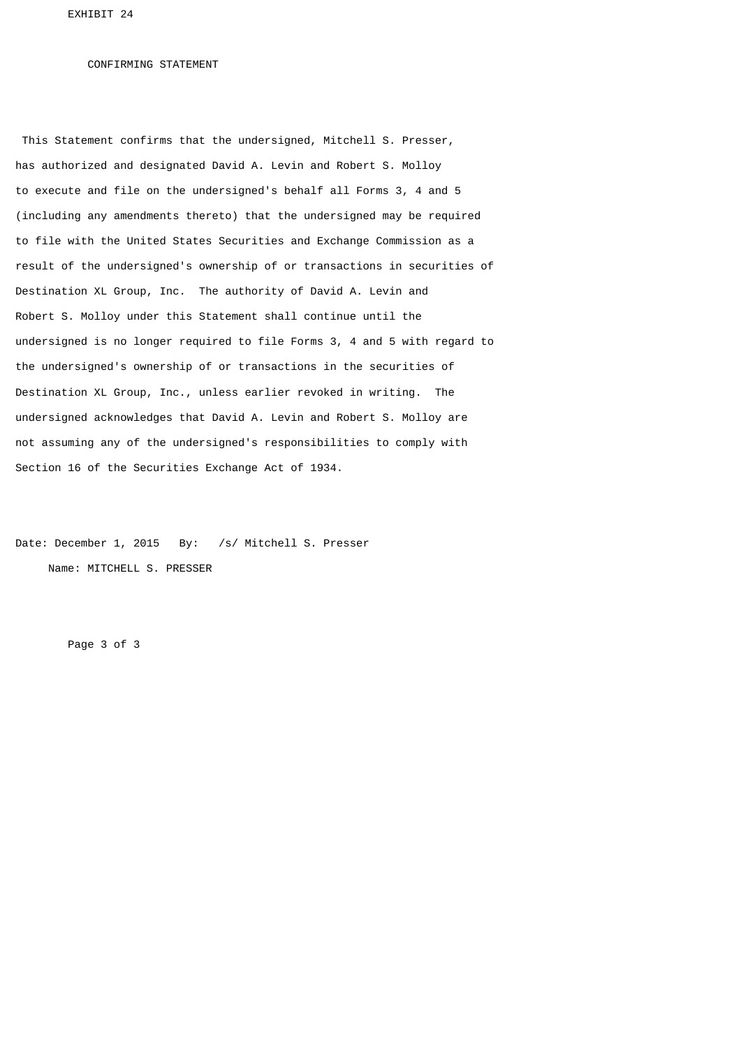EXHIBIT 24

# CONFIRMING STATEMENT

This Statement confirms that the undersigned, Mitchell S. Presser, has authorized and designated David A. Levin and Robert S. Molloy to execute and file on the undersigned's behalf all Forms 3, 4 and 5 (including any amendments thereto) that the undersigned may be required to file with the United States Securities and Exchange Commission as a result of the undersigned's ownership of or transactions in securities of Destination XL Group, Inc. The authority of David A. Levin and Robert S. Molloy under this Statement shall continue until the undersigned is no longer required to file Forms 3, 4 and 5 with regard to the undersigned's ownership of or transactions in the securities of Destination XL Group, Inc., unless earlier revoked in writing. The undersigned acknowledges that David A. Levin and Robert S. Molloy are not assuming any of the undersigned's responsibilities to comply with Section 16 of the Securities Exchange Act of 1934.

Date: December 1, 2015   By: /s/ Mitchell S. Presser

Name: MITCHELL S. PRESSER